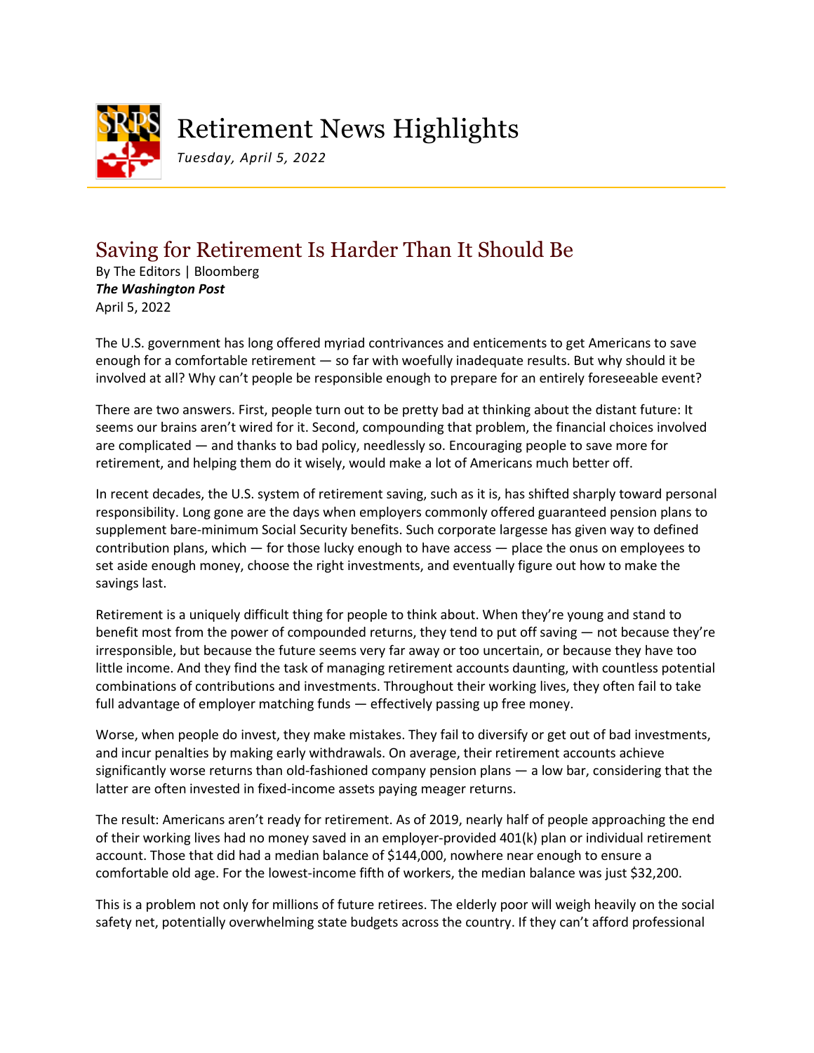# Retirement News Highlights

*Tuesday, April 5, 2022*

## Saving for Retirement Is Harder Than It Should Be

By The Editors | Bloomberg
***The Washington Post***
April 5, 2022

The U.S. government has long offered myriad contrivances and enticements to get Americans to save enough for a comfortable retirement — so far with woefully inadequate results. But why should it be involved at all? Why can't people be responsible enough to prepare for an entirely foreseeable event?

There are two answers. First, people turn out to be pretty bad at thinking about the distant future: It seems our brains aren't wired for it. Second, compounding that problem, the financial choices involved are complicated — and thanks to bad policy, needlessly so. Encouraging people to save more for retirement, and helping them do it wisely, would make a lot of Americans much better off.

In recent decades, the U.S. system of retirement saving, such as it is, has shifted sharply toward personal responsibility. Long gone are the days when employers commonly offered guaranteed pension plans to supplement bare-minimum Social Security benefits. Such corporate largesse has given way to defined contribution plans, which — for those lucky enough to have access — place the onus on employees to set aside enough money, choose the right investments, and eventually figure out how to make the savings last.

Retirement is a uniquely difficult thing for people to think about. When they're young and stand to benefit most from the power of compounded returns, they tend to put off saving — not because they're irresponsible, but because the future seems very far away or too uncertain, or because they have too little income. And they find the task of managing retirement accounts daunting, with countless potential combinations of contributions and investments. Throughout their working lives, they often fail to take full advantage of employer matching funds — effectively passing up free money.

Worse, when people do invest, they make mistakes. They fail to diversify or get out of bad investments, and incur penalties by making early withdrawals. On average, their retirement accounts achieve significantly worse returns than old-fashioned company pension plans — a low bar, considering that the latter are often invested in fixed-income assets paying meager returns.

The result: Americans aren't ready for retirement. As of 2019, nearly half of people approaching the end of their working lives had no money saved in an employer-provided 401(k) plan or individual retirement account. Those that did had a median balance of $144,000, nowhere near enough to ensure a comfortable old age. For the lowest-income fifth of workers, the median balance was just $32,200.

This is a problem not only for millions of future retirees. The elderly poor will weigh heavily on the social safety net, potentially overwhelming state budgets across the country. If they can't afford professional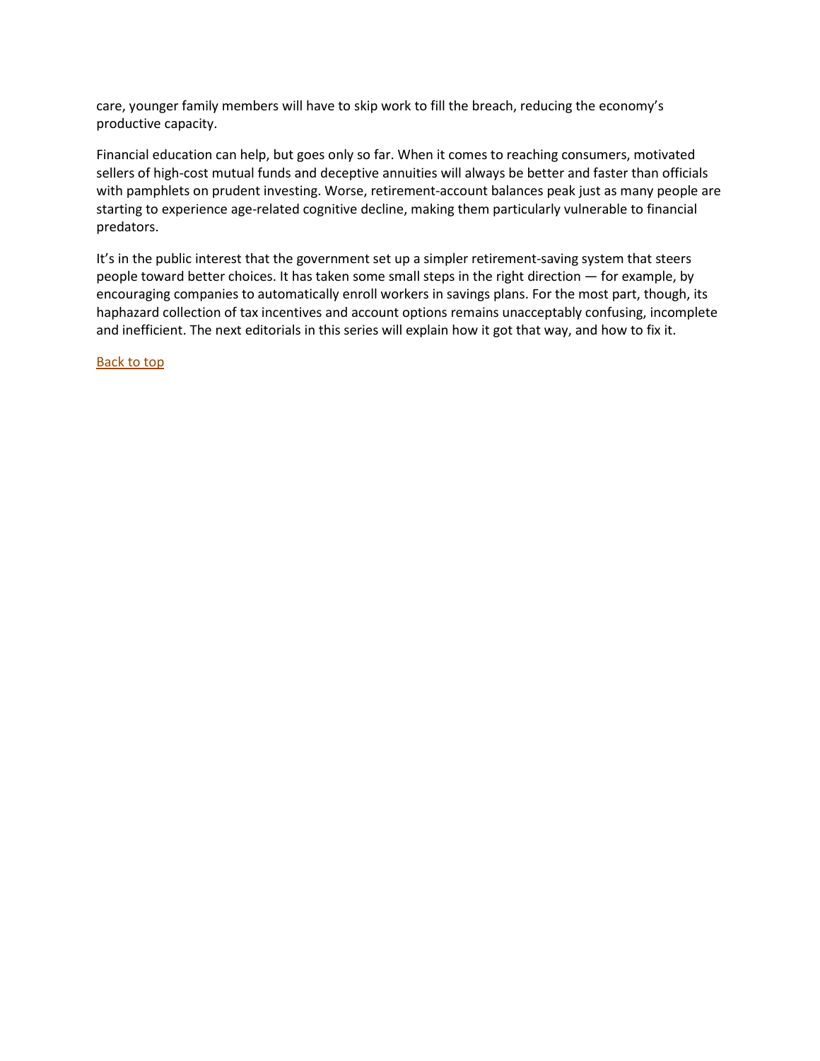care, younger family members will have to skip work to fill the breach, reducing the economy's productive capacity.

Financial education can help, but goes only so far. When it comes to reaching consumers, motivated sellers of high-cost mutual funds and deceptive annuities will always be better and faster than officials with pamphlets on prudent investing. Worse, retirement-account balances peak just as many people are starting to experience age-related cognitive decline, making them particularly vulnerable to financial predators.

It's in the public interest that the government set up a simpler retirement-saving system that steers people toward better choices. It has taken some small steps in the right direction — for example, by encouraging companies to automatically enroll workers in savings plans. For the most part, though, its haphazard collection of tax incentives and account options remains unacceptably confusing, incomplete and inefficient. The next editorials in this series will explain how it got that way, and how to fix it.

Back to top